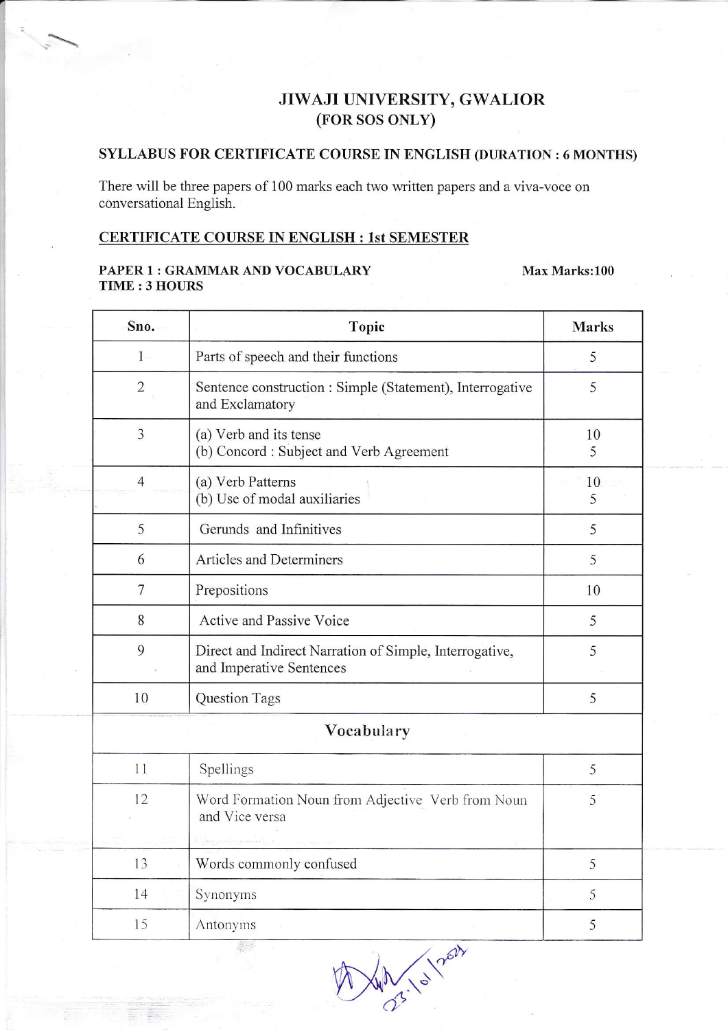# JIWAJI UNIVERSITY, GWALIOR

## (FOR SOS ONLY)

### SYLLABUS FOR CERTIFICATE COURSE IN ENGLISH (DURATION : 6 MONTHS)

There will be three papers of 100 marks each two written papers and a viva-voce on conversational English.

### CERTIFICATE COURSE IN ENGLISH : 1st SEMESTER

**PAPER 1 : GRAMMAR AND VOCABULARY** **Max Marks:100**
**TIME : 3 HOURS**

| Sno. | Topic | Marks |
|---|---|---|
| 1 | Parts of speech and their functions | 5 |
| 2 | Sentence construction : Simple (Statement), Interrogative and Exclamatory | 5 |
| 3 | (a) Verb and its tense<br>(b) Concord : Subject and Verb Agreement | 10<br>5 |
| 4 | (a) Verb Patterns<br>(b) Use of modal auxiliaries | 10<br>5 |
| 5 | Gerunds and Infinitives | 5 |
| 6 | Articles and Determiners | 5 |
| 7 | Prepositions | 10 |
| 8 | Active and Passive Voice | 5 |
| 9 | Direct and Indirect Narration of Simple, Interrogative, and Imperative Sentences | 5 |
| 10 | Question Tags | 5 |
| | **Vocabulary** | |
| 11 | Spellings | 5 |
| 12 | Word Formation Noun from Adjective Verb from Noun and Vice versa | 5 |
| 13 | Words commonly confused | 5 |
| 14 | Synonyms | 5 |
| 15 | Antonyms | 5 |

23/01/2021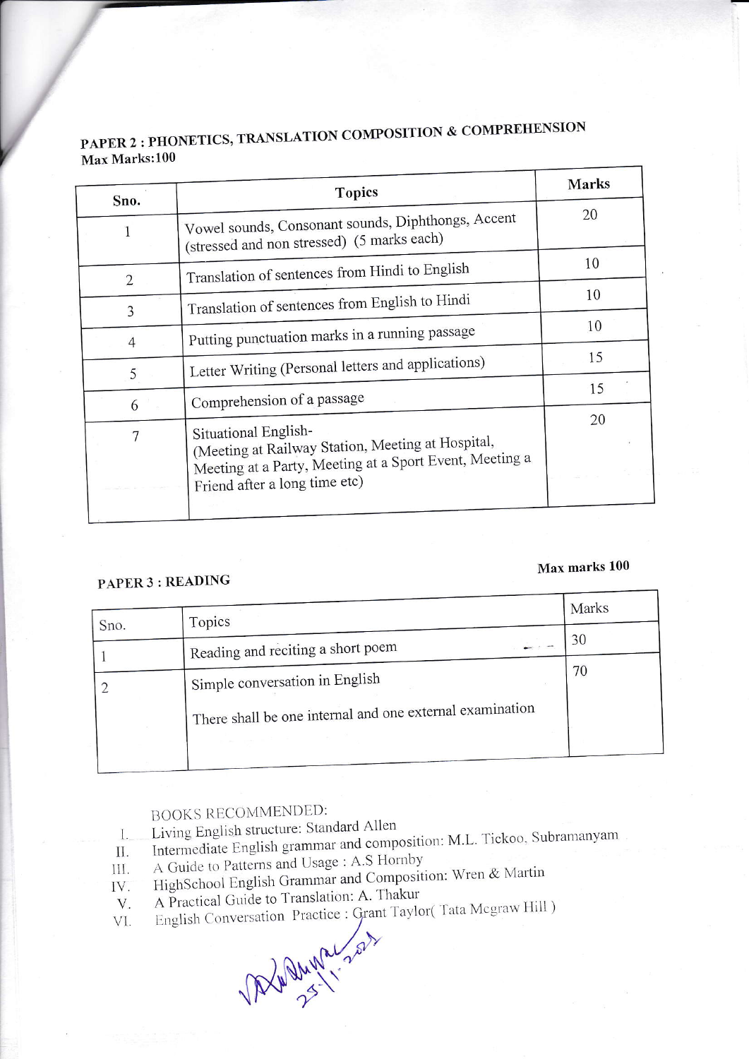## PAPER 2 : PHONETICS, TRANSLATION COMPOSITION & COMPREHENSION

**Max Marks:100**

| Sno. | Topics | Marks |
|---|---|---|
| 1 | Vowel sounds, Consonant sounds, Diphthongs, Accent (stressed and non stressed) (5 marks each) | 20 |
| 2 | Translation of sentences from Hindi to English | 10 |
| 3 | Translation of sentences from English to Hindi | 10 |
| 4 | Putting punctuation marks in a running passage | 10 |
| 5 | Letter Writing (Personal letters and applications) | 15 |
| 6 | Comprehension of a passage | 15 |
| 7 | Situational English- (Meeting at Railway Station, Meeting at Hospital, Meeting at a Party, Meeting at a Sport Event, Meeting a Friend after a long time etc) | 20 |

## PAPER 3 : READING

**Max marks 100**

| Sno. | Topics | Marks |
|---|---|---|
| 1 | Reading and reciting a short poem | 30 |
| 2 | Simple conversation in English<br><br>There shall be one internal and one external examination | 70 |

BOOKS RECOMMENDED:

I. Living English structure: Standard Allen
II. Intermediate English grammar and composition: M.L. Tickoo, Subramanyam
III. A Guide to Patterns and Usage : A.S Hornby
IV. HighSchool English Grammar and Composition: Wren & Martin
V. A Practical Guide to Translation: A. Thakur
VI. English Conversation Practice : Grant Taylor( Tata Mcgraw Hill )

25/1/2021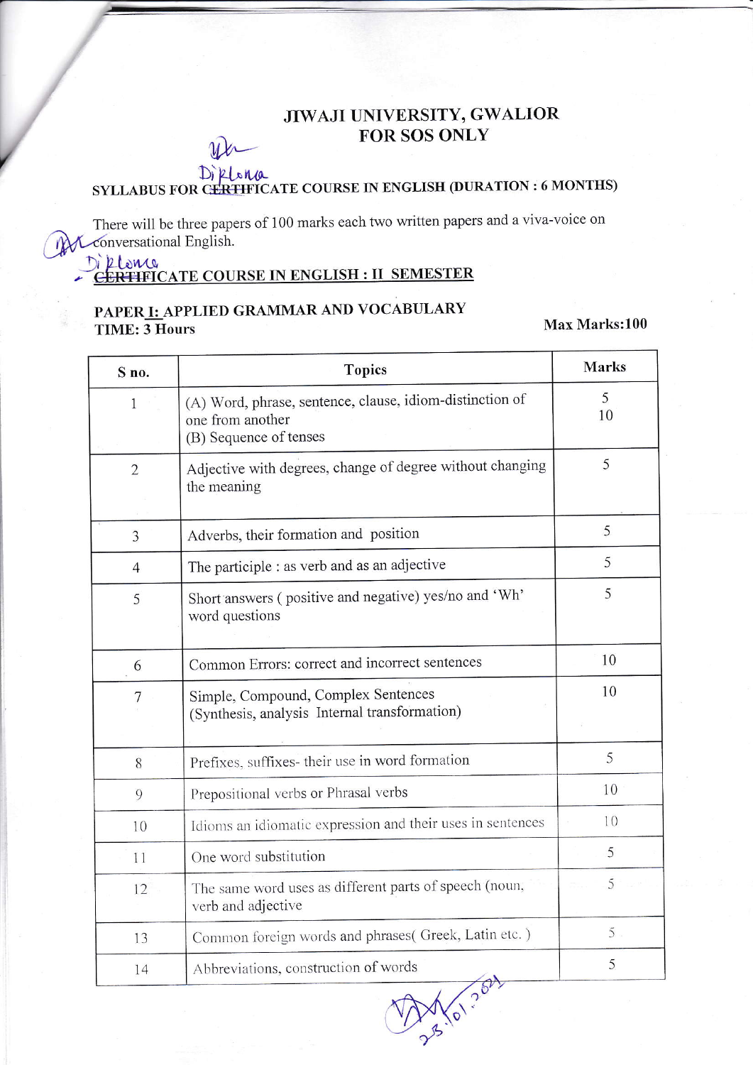# JIWAJI UNIVERSITY, GWALIOR
## FOR SOS ONLY

Diploma

**SYLLABUS FOR ~~CERTIFICATE~~ Diploma COURSE IN ENGLISH (DURATION : 6 MONTHS)**

There will be three papers of 100 marks each two written papers and a viva-voice on conversational English.

**~~CERTIFICATE~~ Diploma COURSE IN ENGLISH : II SEMESTER**

**PAPER I: APPLIED GRAMMAR AND VOCABULARY**
**TIME: 3 Hours** **Max Marks:100**

| S no. | Topics | Marks |
|---|---|---|
| 1 | (A) Word, phrase, sentence, clause, idiom-distinction of one from another<br>(B) Sequence of tenses | 5<br>10 |
| 2 | Adjective with degrees, change of degree without changing the meaning | 5 |
| 3 | Adverbs, their formation and position | 5 |
| 4 | The participle : as verb and as an adjective | 5 |
| 5 | Short answers ( positive and negative) yes/no and 'Wh' word questions | 5 |
| 6 | Common Errors: correct and incorrect sentences | 10 |
| 7 | Simple, Compound, Complex Sentences<br>(Synthesis, analysis Internal transformation) | 10 |
| 8 | Prefixes, suffixes- their use in word formation | 5 |
| 9 | Prepositional verbs or Phrasal verbs | 10 |
| 10 | Idioms an idiomatic expression and their uses in sentences | 10 |
| 11 | One word substitution | 5 |
| 12 | The same word uses as different parts of speech (noun, verb and adjective | 5 |
| 13 | Common foreign words and phrases( Greek, Latin etc. ) | 5 |
| 14 | Abbreviations, construction of words | 5 |

23/01/2021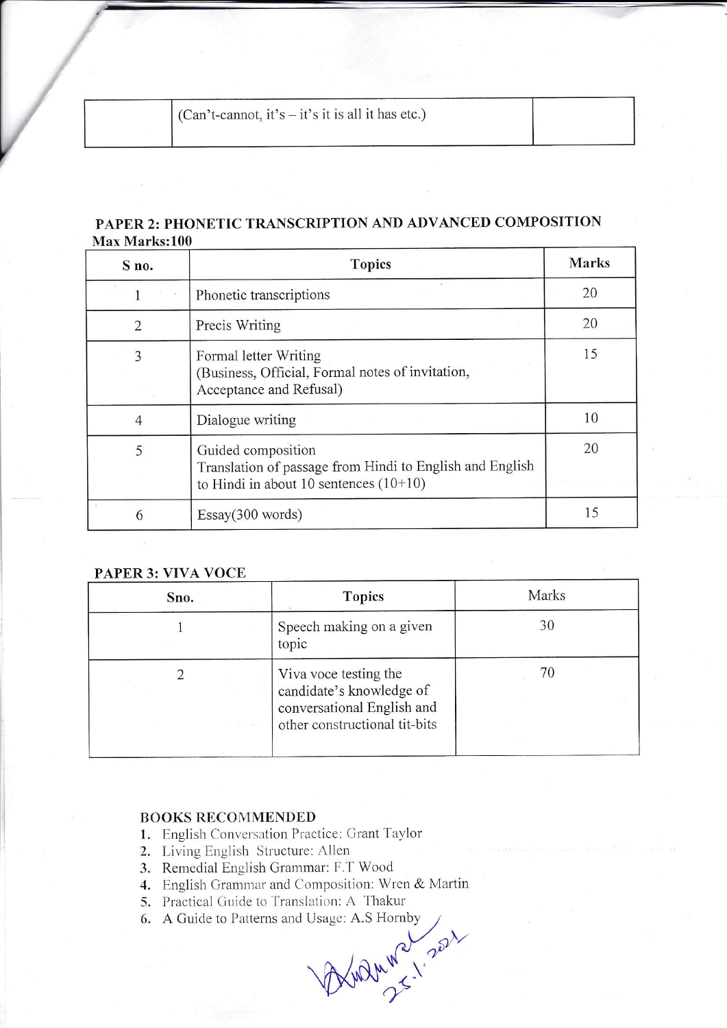| | | |
|---|---|---|
| | (Can't-cannot, it's – it's it is all it has etc.) | |

**PAPER 2: PHONETIC TRANSCRIPTION AND ADVANCED COMPOSITION**
**Max Marks:100**

| S no. | Topics | Marks |
|---|---|---|
| 1 | Phonetic transcriptions | 20 |
| 2 | Precis Writing | 20 |
| 3 | Formal letter Writing<br>(Business, Official, Formal notes of invitation, Acceptance and Refusal) | 15 |
| 4 | Dialogue writing | 10 |
| 5 | Guided composition<br>Translation of passage from Hindi to English and English to Hindi in about 10 sentences (10+10) | 20 |
| 6 | Essay(300 words) | 15 |

**PAPER 3: VIVA VOCE**

| Sno. | Topics | Marks |
|---|---|---|
| 1 | Speech making on a given topic | 30 |
| 2 | Viva voce testing the candidate's knowledge of conversational English and other constructional tit-bits | 70 |

**BOOKS RECOMMENDED**

1. English Conversation Practice: Grant Taylor
2. Living English Structure: Allen
3. Remedial English Grammar: F.T Wood
4. English Grammar and Composition: Wren & Martin
5. Practical Guide to Translation: A Thakur
6. A Guide to Patterns and Usage: A.S Hornby

25.1.2021